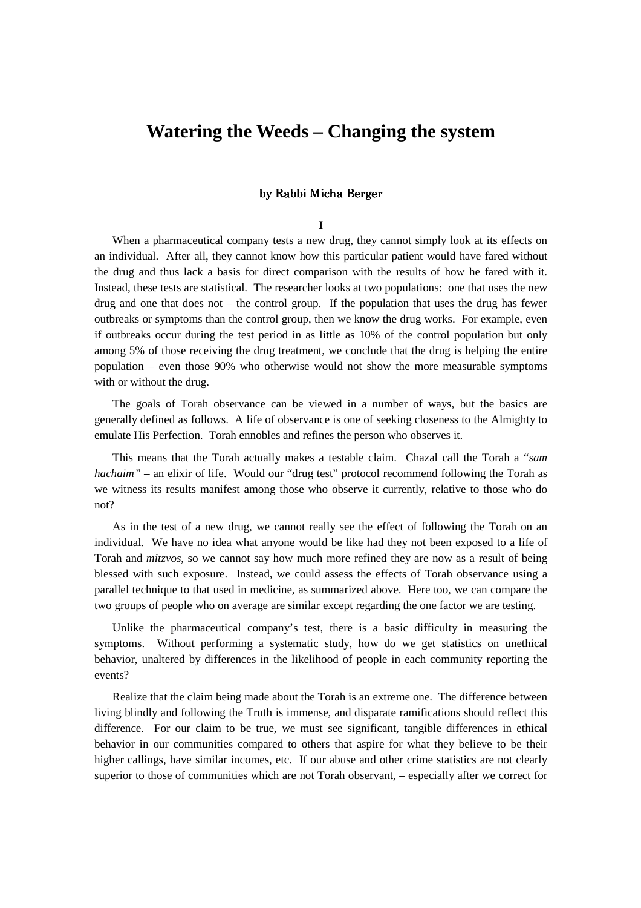# Watering the Weeds – Changing the system

**by Rabbi Micha Berger**

**I**

When a pharmaceutical company tests a new drug, they cannot simply look at its effects on an individual. After all, they cannot know how this particular patient would have fared without the drug and thus lack a basis for direct comparison with the results of how he fared with it. Instead, these tests are statistical. The researcher looks at two populations: one that uses the new drug and one that does not – the control group. If the population that uses the drug has fewer outbreaks or symptoms than the control group, then we know the drug works. For example, even if outbreaks occur during the test period in as little as 10% of the control population but only among 5% of those receiving the drug treatment, we conclude that the drug is helping the entire population – even those 90% who otherwise would not show the more measurable symptoms with or without the drug.

The goals of Torah observance can be viewed in a number of ways, but the basics are generally defined as follows. A life of observance is one of seeking closeness to the Almighty to emulate His Perfection. Torah ennobles and refines the person who observes it.

This means that the Torah actually makes a testable claim. Chazal call the Torah a "*sam hachaim*" – an elixir of life. Would our "drug test" protocol recommend following the Torah as we witness its results manifest among those who observe it currently, relative to those who do not?

As in the test of a new drug, we cannot really see the effect of following the Torah on an individual. We have no idea what anyone would be like had they not been exposed to a life of Torah and *mitzvos,* so we cannot say how much more refined they are now as a result of being blessed with such exposure. Instead, we could assess the effects of Torah observance using a parallel technique to that used in medicine, as summarized above. Here too, we can compare the two groups of people who on average are similar except regarding the one factor we are testing.

Unlike the pharmaceutical company's test, there is a basic difficulty in measuring the symptoms. Without performing a systematic study, how do we get statistics on unethical behavior, unaltered by differences in the likelihood of people in each community reporting the events?

Realize that the claim being made about the Torah is an extreme one. The difference between living blindly and following the Truth is immense, and disparate ramifications should reflect this difference. For our claim to be true, we must see significant, tangible differences in ethical behavior in our communities compared to others that aspire for what they believe to be their higher callings, have similar incomes, etc. If our abuse and other crime statistics are not clearly superior to those of communities which are not Torah observant, – especially after we correct for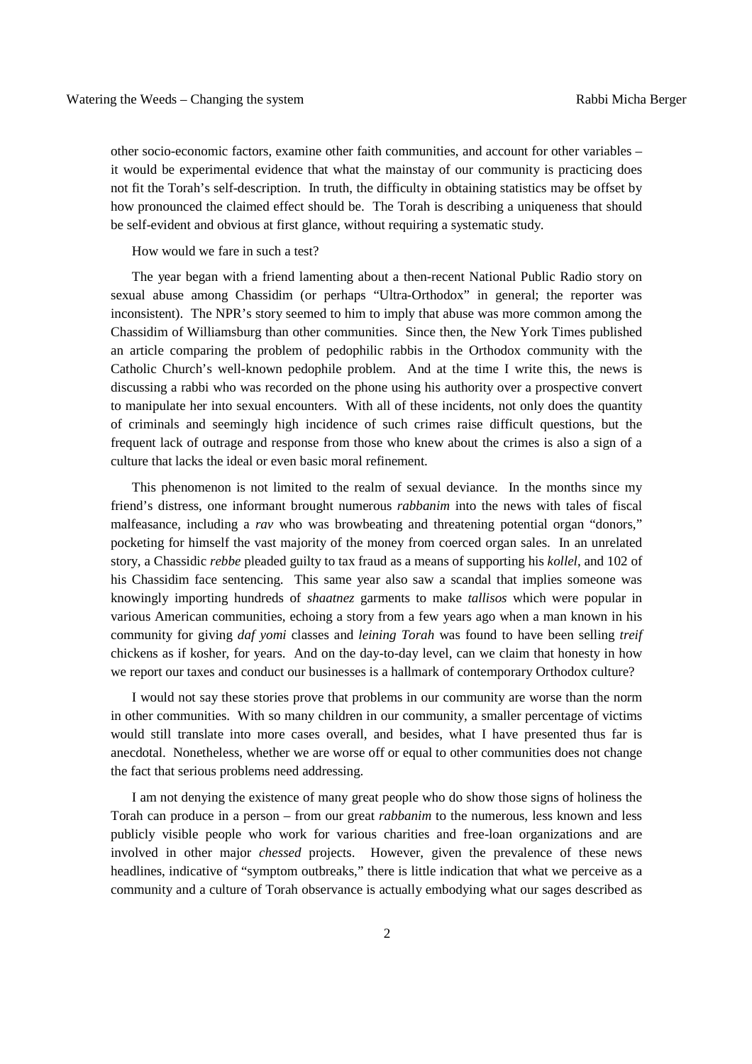other socio-economic factors, examine other faith communities, and account for other variables – it would be experimental evidence that what the mainstay of our community is practicing does not fit the Torah's self-description. In truth, the difficulty in obtaining statistics may be offset by how pronounced the claimed effect should be. The Torah is describing a uniqueness that should be self-evident and obvious at first glance, without requiring a systematic study.

How would we fare in such a test?

The year began with a friend lamenting about a then-recent National Public Radio story on sexual abuse among Chassidim (or perhaps "Ultra-Orthodox" in general; the reporter was inconsistent). The NPR's story seemed to him to imply that abuse was more common among the Chassidim of Williamsburg than other communities. Since then, the New York Times published an article comparing the problem of pedophilic rabbis in the Orthodox community with the Catholic Church's well-known pedophile problem. And at the time I write this, the news is discussing a rabbi who was recorded on the phone using his authority over a prospective convert to manipulate her into sexual encounters. With all of these incidents, not only does the quantity of criminals and seemingly high incidence of such crimes raise difficult questions, but the frequent lack of outrage and response from those who knew about the crimes is also a sign of a culture that lacks the ideal or even basic moral refinement.

This phenomenon is not limited to the realm of sexual deviance. In the months since my friend's distress, one informant brought numerous *rabbanim* into the news with tales of fiscal malfeasance, including a *rav* who was browbeating and threatening potential organ "donors," pocketing for himself the vast majority of the money from coerced organ sales. In an unrelated story, a Chassidic *rebbe* pleaded guilty to tax fraud as a means of supporting his *kollel*, and 102 of his Chassidim face sentencing. This same year also saw a scandal that implies someone was knowingly importing hundreds of *shaatnez* garments to make *tallisos* which were popular in various American communities, echoing a story from a few years ago when a man known in his community for giving *daf yomi* classes and *leining Torah* was found to have been selling *treif* chickens as if kosher, for years. And on the day-to-day level, can we claim that honesty in how we report our taxes and conduct our businesses is a hallmark of contemporary Orthodox culture?

I would not say these stories prove that problems in our community are worse than the norm in other communities. With so many children in our community, a smaller percentage of victims would still translate into more cases overall, and besides, what I have presented thus far is anecdotal. Nonetheless, whether we are worse off or equal to other communities does not change the fact that serious problems need addressing.

I am not denying the existence of many great people who do show those signs of holiness the Torah can produce in a person – from our great *rabbanim* to the numerous, less known and less publicly visible people who work for various charities and free-loan organizations and are involved in other major *chessed* projects. However, given the prevalence of these news headlines, indicative of "symptom outbreaks," there is little indication that what we perceive as a community and a culture of Torah observance is actually embodying what our sages described as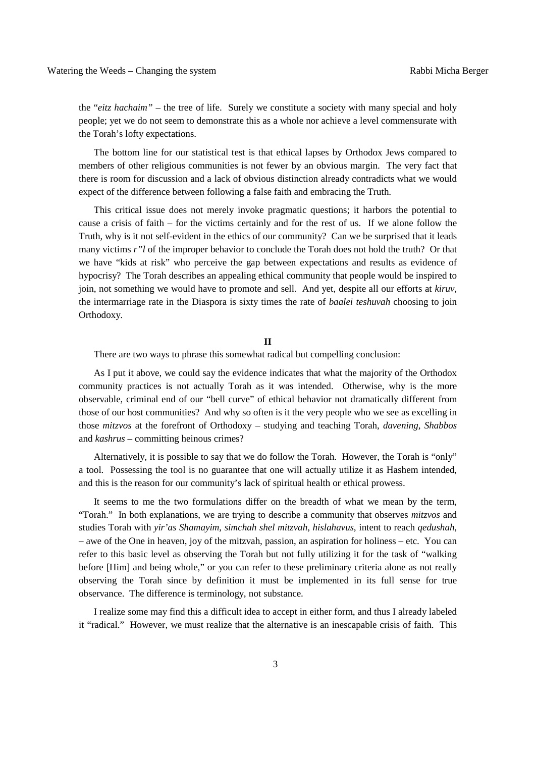the "*eitz hachaim"* – the tree of life. Surely we constitute a society with many special and holy people; yet we do not seem to demonstrate this as a whole nor achieve a level commensurate with the Torah's lofty expectations.

The bottom line for our statistical test is that ethical lapses by Orthodox Jews compared to members of other religious communities is not fewer by an obvious margin. The very fact that there is room for discussion and a lack of obvious distinction already contradicts what we would expect of the difference between following a false faith and embracing the Truth.

This critical issue does not merely invoke pragmatic questions; it harbors the potential to cause a crisis of faith – for the victims certainly and for the rest of us. If we alone follow the Truth, why is it not self-evident in the ethics of our community? Can we be surprised that it leads many victims *r"l* of the improper behavior to conclude the Torah does not hold the truth? Or that we have "kids at risk" who perceive the gap between expectations and results as evidence of hypocrisy? The Torah describes an appealing ethical community that people would be inspired to join, not something we would have to promote and sell. And yet, despite all our efforts at *kiruv*, the intermarriage rate in the Diaspora is sixty times the rate of *baalei teshuvah* choosing to join Orthodoxy.

**II**

There are two ways to phrase this somewhat radical but compelling conclusion:

As I put it above, we could say the evidence indicates that what the majority of the Orthodox community practices is not actually Torah as it was intended. Otherwise, why is the more observable, criminal end of our "bell curve" of ethical behavior not dramatically different from those of our host communities? And why so often is it the very people who we see as excelling in those *mitzvos* at the forefront of Orthodoxy – studying and teaching Torah, *davening*, *Shabbos* and *kashrus* – committing heinous crimes?

Alternatively, it is possible to say that we do follow the Torah. However, the Torah is "only" a tool. Possessing the tool is no guarantee that one will actually utilize it as Hashem intended, and this is the reason for our community's lack of spiritual health or ethical prowess.

It seems to me the two formulations differ on the breadth of what we mean by the term, "Torah." In both explanations, we are trying to describe a community that observes *mitzvos* and studies Torah with *yir'as Shamayim*, *simchah shel mitzvah*, *hislahavus*, intent to reach *qedushah*, – awe of the One in heaven, joy of the mitzvah, passion, an aspiration for holiness – etc. You can refer to this basic level as observing the Torah but not fully utilizing it for the task of "walking before [Him] and being whole," or you can refer to these preliminary criteria alone as not really observing the Torah since by definition it must be implemented in its full sense for true observance. The difference is terminology, not substance.

I realize some may find this a difficult idea to accept in either form, and thus I already labeled it "radical." However, we must realize that the alternative is an inescapable crisis of faith. This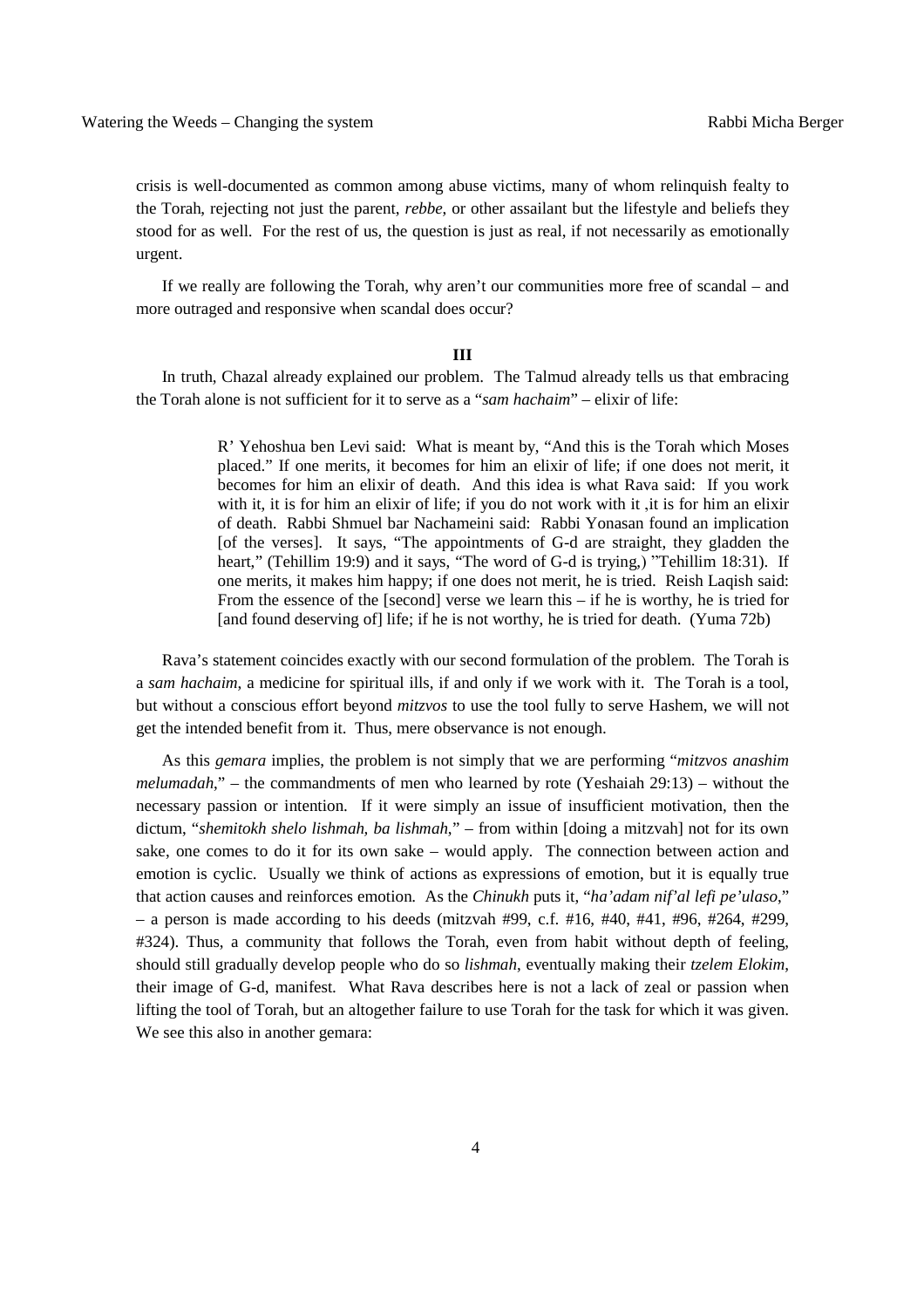crisis is well-documented as common among abuse victims, many of whom relinquish fealty to the Torah, rejecting not just the parent, *rebbe*, or other assailant but the lifestyle and beliefs they stood for as well. For the rest of us, the question is just as real, if not necessarily as emotionally urgent.

If we really are following the Torah, why aren't our communities more free of scandal – and more outraged and responsive when scandal does occur?

**III**

In truth, Chazal already explained our problem. The Talmud already tells us that embracing the Torah alone is not sufficient for it to serve as a "*sam hachaim*" – elixir of life:

> R' Yehoshua ben Levi said: What is meant by, "And this is the Torah which Moses placed." If one merits, it becomes for him an elixir of life; if one does not merit, it becomes for him an elixir of death. And this idea is what Rava said: If you work with it, it is for him an elixir of life; if you do not work with it ,it is for him an elixir of death. Rabbi Shmuel bar Nachameini said: Rabbi Yonasan found an implication [of the verses]. It says, "The appointments of G-d are straight, they gladden the heart," (Tehillim 19:9) and it says, "The word of G-d is trying,) "Tehillim 18:31). If one merits, it makes him happy; if one does not merit, he is tried. Reish Laqish said: From the essence of the [second] verse we learn this – if he is worthy, he is tried for [and found deserving of] life; if he is not worthy, he is tried for death. (Yuma 72b)

Rava's statement coincides exactly with our second formulation of the problem. The Torah is a *sam hachaim*, a medicine for spiritual ills, if and only if we work with it. The Torah is a tool, but without a conscious effort beyond *mitzvos* to use the tool fully to serve Hashem, we will not get the intended benefit from it. Thus, mere observance is not enough.

As this *gemara* implies, the problem is not simply that we are performing "*mitzvos anashim melumadah*," – the commandments of men who learned by rote (Yeshaiah 29:13) – without the necessary passion or intention. If it were simply an issue of insufficient motivation, then the dictum, "*shemitokh shelo lishmah, ba lishmah*," – from within [doing a mitzvah] not for its own sake, one comes to do it for its own sake – would apply. The connection between action and emotion is cyclic. Usually we think of actions as expressions of emotion, but it is equally true that action causes and reinforces emotion. As the *Chinukh* puts it, "*ha'adam nif'al lefi pe'ulaso*," – a person is made according to his deeds (mitzvah #99, c.f. #16, #40, #41, #96, #264, #299, #324). Thus, a community that follows the Torah, even from habit without depth of feeling, should still gradually develop people who do so *lishmah*, eventually making their *tzelem Elokim*, their image of G-d, manifest. What Rava describes here is not a lack of zeal or passion when lifting the tool of Torah, but an altogether failure to use Torah for the task for which it was given. We see this also in another gemara: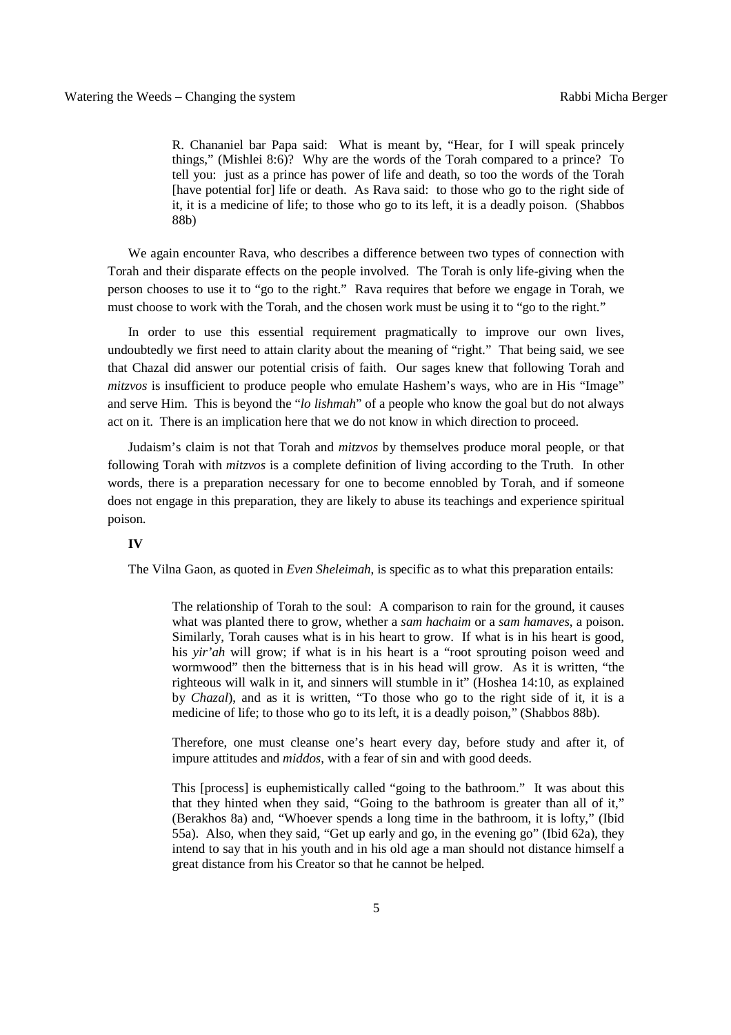> R. Chananiel bar Papa said: What is meant by, "Hear, for I will speak princely things," (Mishlei 8:6)? Why are the words of the Torah compared to a prince? To tell you: just as a prince has power of life and death, so too the words of the Torah [have potential for] life or death. As Rava said: to those who go to the right side of it, it is a medicine of life; to those who go to its left, it is a deadly poison. (Shabbos 88b)

We again encounter Rava, who describes a difference between two types of connection with Torah and their disparate effects on the people involved. The Torah is only life-giving when the person chooses to use it to "go to the right." Rava requires that before we engage in Torah, we must choose to work with the Torah, and the chosen work must be using it to "go to the right."

In order to use this essential requirement pragmatically to improve our own lives, undoubtedly we first need to attain clarity about the meaning of "right." That being said, we see that Chazal did answer our potential crisis of faith. Our sages knew that following Torah and *mitzvos* is insufficient to produce people who emulate Hashem's ways, who are in His "Image" and serve Him. This is beyond the "*lo lishmah*" of a people who know the goal but do not always act on it. There is an implication here that we do not know in which direction to proceed.

Judaism's claim is not that Torah and *mitzvos* by themselves produce moral people, or that following Torah with *mitzvos* is a complete definition of living according to the Truth. In other words, there is a preparation necessary for one to become ennobled by Torah, and if someone does not engage in this preparation, they are likely to abuse its teachings and experience spiritual poison.

**IV**

The Vilna Gaon, as quoted in *Even Sheleimah*, is specific as to what this preparation entails:

> The relationship of Torah to the soul: A comparison to rain for the ground, it causes what was planted there to grow, whether a *sam hachaim* or a *sam hamaves*, a poison. Similarly, Torah causes what is in his heart to grow. If what is in his heart is good, his *yir'ah* will grow; if what is in his heart is a "root sprouting poison weed and wormwood" then the bitterness that is in his head will grow. As it is written, "the righteous will walk in it, and sinners will stumble in it" (Hoshea 14:10, as explained by *Chazal*), and as it is written, "To those who go to the right side of it, it is a medicine of life; to those who go to its left, it is a deadly poison," (Shabbos 88b).
>
> Therefore, one must cleanse one's heart every day, before study and after it, of impure attitudes and *middos*, with a fear of sin and with good deeds.
>
> This [process] is euphemistically called "going to the bathroom." It was about this that they hinted when they said, "Going to the bathroom is greater than all of it," (Berakhos 8a) and, "Whoever spends a long time in the bathroom, it is lofty," (Ibid 55a). Also, when they said, "Get up early and go, in the evening go" (Ibid 62a), they intend to say that in his youth and in his old age a man should not distance himself a great distance from his Creator so that he cannot be helped.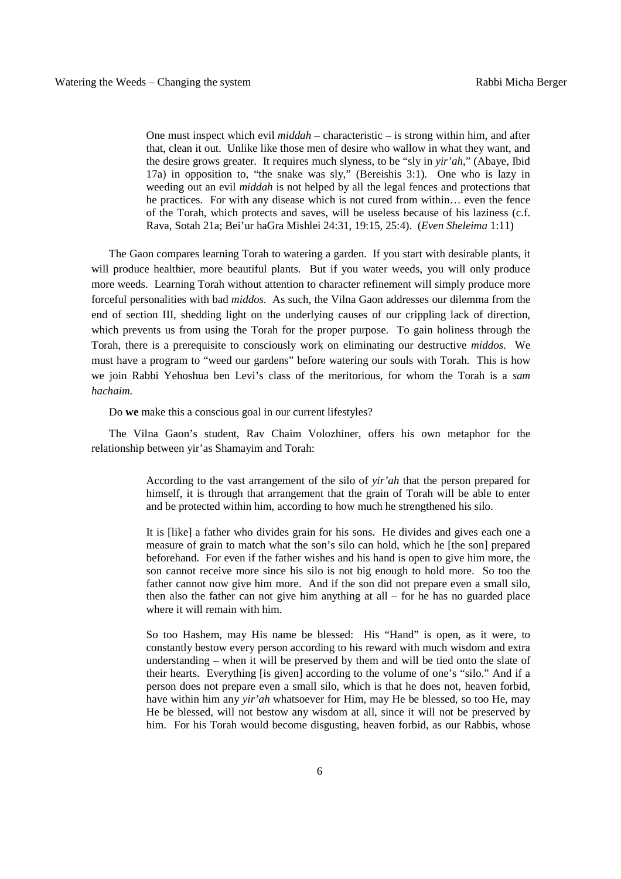> One must inspect which evil *middah* – characteristic – is strong within him, and after that, clean it out. Unlike like those men of desire who wallow in what they want, and the desire grows greater. It requires much slyness, to be "sly in *yir'ah*," (Abaye, Ibid 17a) in opposition to, "the snake was sly," (Bereishis 3:1). One who is lazy in weeding out an evil *middah* is not helped by all the legal fences and protections that he practices. For with any disease which is not cured from within… even the fence of the Torah, which protects and saves, will be useless because of his laziness (c.f. Rava, Sotah 21a; Bei'ur haGra Mishlei 24:31, 19:15, 25:4). (*Even Sheleima* 1:11)

The Gaon compares learning Torah to watering a garden. If you start with desirable plants, it will produce healthier, more beautiful plants. But if you water weeds, you will only produce more weeds. Learning Torah without attention to character refinement will simply produce more forceful personalities with bad *middos*. As such, the Vilna Gaon addresses our dilemma from the end of section III, shedding light on the underlying causes of our crippling lack of direction, which prevents us from using the Torah for the proper purpose. To gain holiness through the Torah, there is a prerequisite to consciously work on eliminating our destructive *middos*. We must have a program to "weed our gardens" before watering our souls with Torah. This is how we join Rabbi Yehoshua ben Levi's class of the meritorious, for whom the Torah is a *sam hachaim.*

Do **we** make this a conscious goal in our current lifestyles?

The Vilna Gaon's student, Rav Chaim Volozhiner, offers his own metaphor for the relationship between yir'as Shamayim and Torah:

> According to the vast arrangement of the silo of *yir'ah* that the person prepared for himself, it is through that arrangement that the grain of Torah will be able to enter and be protected within him, according to how much he strengthened his silo.
>
> It is [like] a father who divides grain for his sons. He divides and gives each one a measure of grain to match what the son's silo can hold, which he [the son] prepared beforehand. For even if the father wishes and his hand is open to give him more, the son cannot receive more since his silo is not big enough to hold more. So too the father cannot now give him more. And if the son did not prepare even a small silo, then also the father can not give him anything at all – for he has no guarded place where it will remain with him.
>
> So too Hashem, may His name be blessed: His "Hand" is open, as it were, to constantly bestow every person according to his reward with much wisdom and extra understanding – when it will be preserved by them and will be tied onto the slate of their hearts. Everything [is given] according to the volume of one's "silo." And if a person does not prepare even a small silo, which is that he does not, heaven forbid, have within him any *yir'ah* whatsoever for Him, may He be blessed, so too He, may He be blessed, will not bestow any wisdom at all, since it will not be preserved by him. For his Torah would become disgusting, heaven forbid, as our Rabbis, whose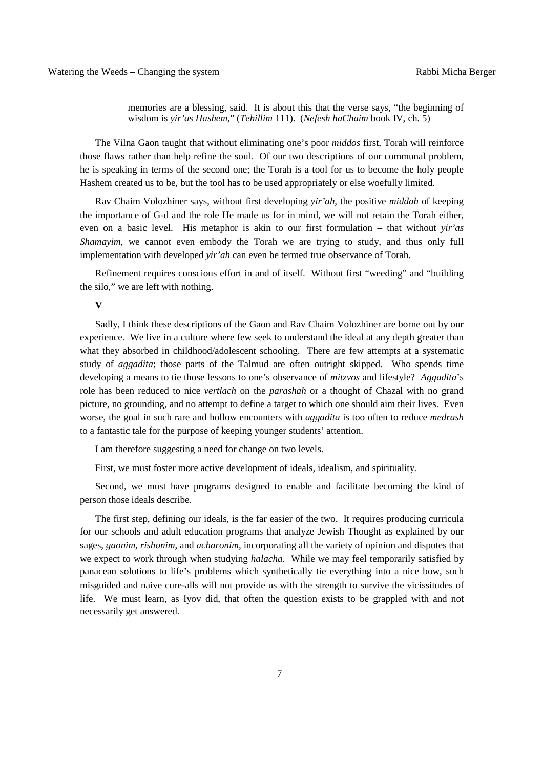> memories are a blessing, said. It is about this that the verse says, "the beginning of wisdom is *yir'as Hashem*," (*Tehillim* 111). (*Nefesh haChaim* book IV, ch. 5)

The Vilna Gaon taught that without eliminating one's poor *middos* first, Torah will reinforce those flaws rather than help refine the soul. Of our two descriptions of our communal problem, he is speaking in terms of the second one; the Torah is a tool for us to become the holy people Hashem created us to be, but the tool has to be used appropriately or else woefully limited.

Rav Chaim Volozhiner says, without first developing *yir'ah*, the positive *middah* of keeping the importance of G-d and the role He made us for in mind, we will not retain the Torah either, even on a basic level. His metaphor is akin to our first formulation – that without *yir'as Shamayim*, we cannot even embody the Torah we are trying to study, and thus only full implementation with developed *yir'ah* can even be termed true observance of Torah.

Refinement requires conscious effort in and of itself. Without first "weeding" and "building the silo," we are left with nothing.

**V**

Sadly, I think these descriptions of the Gaon and Rav Chaim Volozhiner are borne out by our experience. We live in a culture where few seek to understand the ideal at any depth greater than what they absorbed in childhood/adolescent schooling. There are few attempts at a systematic study of *aggadita*; those parts of the Talmud are often outright skipped. Who spends time developing a means to tie those lessons to one's observance of *mitzvos* and lifestyle? *Aggadita*'s role has been reduced to nice *vertlach* on the *parashah* or a thought of Chazal with no grand picture, no grounding, and no attempt to define a target to which one should aim their lives. Even worse, the goal in such rare and hollow encounters with *aggadita* is too often to reduce *medrash* to a fantastic tale for the purpose of keeping younger students' attention.

I am therefore suggesting a need for change on two levels.

First, we must foster more active development of ideals, idealism, and spirituality.

Second, we must have programs designed to enable and facilitate becoming the kind of person those ideals describe.

The first step, defining our ideals, is the far easier of the two. It requires producing curricula for our schools and adult education programs that analyze Jewish Thought as explained by our sages, *gaonim*, *rishonim*, and *acharonim*, incorporating all the variety of opinion and disputes that we expect to work through when studying *halacha.* While we may feel temporarily satisfied by panacean solutions to life's problems which synthetically tie everything into a nice bow, such misguided and naive cure-alls will not provide us with the strength to survive the vicissitudes of life. We must learn, as Iyov did, that often the question exists to be grappled with and not necessarily get answered.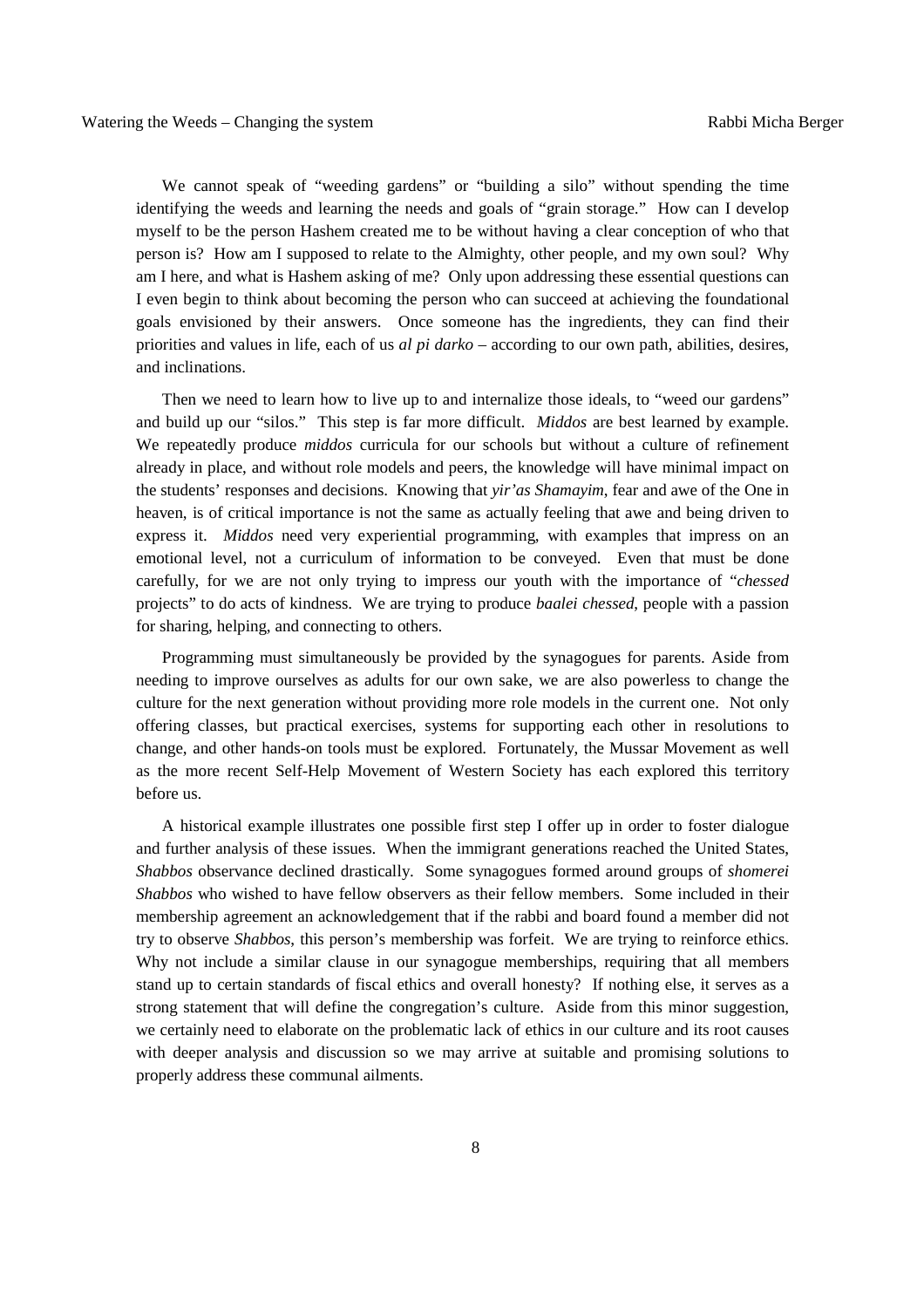We cannot speak of "weeding gardens" or "building a silo" without spending the time identifying the weeds and learning the needs and goals of "grain storage." How can I develop myself to be the person Hashem created me to be without having a clear conception of who that person is? How am I supposed to relate to the Almighty, other people, and my own soul? Why am I here, and what is Hashem asking of me? Only upon addressing these essential questions can I even begin to think about becoming the person who can succeed at achieving the foundational goals envisioned by their answers. Once someone has the ingredients, they can find their priorities and values in life, each of us *al pi darko* – according to our own path, abilities, desires, and inclinations.

Then we need to learn how to live up to and internalize those ideals, to "weed our gardens" and build up our "silos." This step is far more difficult. *Middos* are best learned by example. We repeatedly produce *middos* curricula for our schools but without a culture of refinement already in place, and without role models and peers, the knowledge will have minimal impact on the students' responses and decisions. Knowing that *yir'as Shamayim*, fear and awe of the One in heaven, is of critical importance is not the same as actually feeling that awe and being driven to express it. *Middos* need very experiential programming, with examples that impress on an emotional level, not a curriculum of information to be conveyed. Even that must be done carefully, for we are not only trying to impress our youth with the importance of "*chessed* projects" to do acts of kindness. We are trying to produce *baalei chessed*, people with a passion for sharing, helping, and connecting to others.

Programming must simultaneously be provided by the synagogues for parents. Aside from needing to improve ourselves as adults for our own sake, we are also powerless to change the culture for the next generation without providing more role models in the current one. Not only offering classes, but practical exercises, systems for supporting each other in resolutions to change, and other hands-on tools must be explored. Fortunately, the Mussar Movement as well as the more recent Self-Help Movement of Western Society has each explored this territory before us.

A historical example illustrates one possible first step I offer up in order to foster dialogue and further analysis of these issues. When the immigrant generations reached the United States, *Shabbos* observance declined drastically. Some synagogues formed around groups of *shomerei Shabbos* who wished to have fellow observers as their fellow members. Some included in their membership agreement an acknowledgement that if the rabbi and board found a member did not try to observe *Shabbos*, this person's membership was forfeit. We are trying to reinforce ethics. Why not include a similar clause in our synagogue memberships, requiring that all members stand up to certain standards of fiscal ethics and overall honesty? If nothing else, it serves as a strong statement that will define the congregation's culture. Aside from this minor suggestion, we certainly need to elaborate on the problematic lack of ethics in our culture and its root causes with deeper analysis and discussion so we may arrive at suitable and promising solutions to properly address these communal ailments.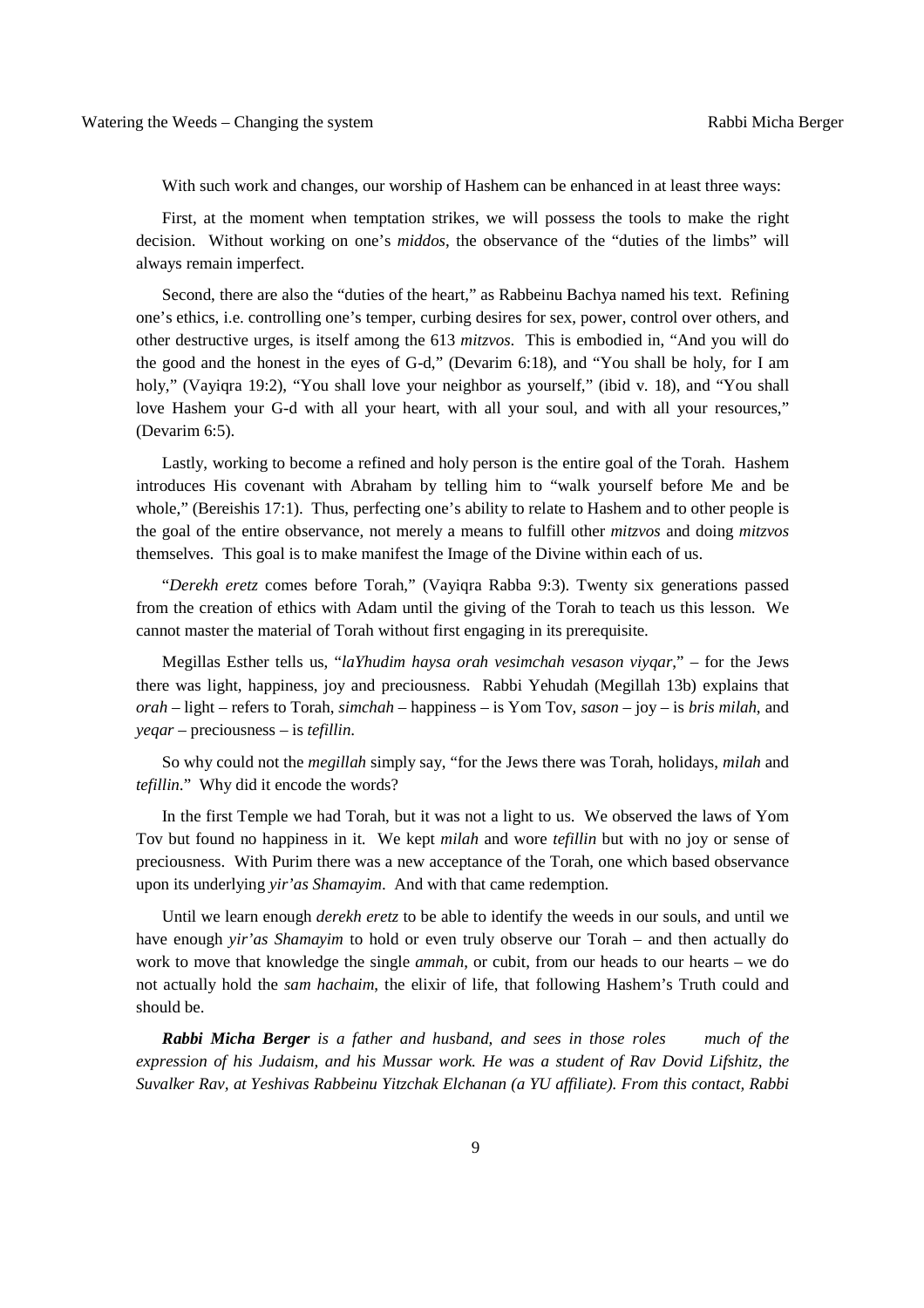With such work and changes, our worship of Hashem can be enhanced in at least three ways:

First, at the moment when temptation strikes, we will possess the tools to make the right decision. Without working on one's *middos*, the observance of the "duties of the limbs" will always remain imperfect.

Second, there are also the "duties of the heart," as Rabbeinu Bachya named his text. Refining one's ethics, i.e. controlling one's temper, curbing desires for sex, power, control over others, and other destructive urges, is itself among the 613 *mitzvos*. This is embodied in, "And you will do the good and the honest in the eyes of G-d," (Devarim 6:18), and "You shall be holy, for I am holy," (Vayiqra 19:2), "You shall love your neighbor as yourself," (ibid v. 18), and "You shall love Hashem your G-d with all your heart, with all your soul, and with all your resources," (Devarim 6:5).

Lastly, working to become a refined and holy person is the entire goal of the Torah. Hashem introduces His covenant with Abraham by telling him to "walk yourself before Me and be whole," (Bereishis 17:1). Thus, perfecting one's ability to relate to Hashem and to other people is the goal of the entire observance, not merely a means to fulfill other *mitzvos* and doing *mitzvos* themselves. This goal is to make manifest the Image of the Divine within each of us.

"*Derekh eretz* comes before Torah," (Vayiqra Rabba 9:3). Twenty six generations passed from the creation of ethics with Adam until the giving of the Torah to teach us this lesson. We cannot master the material of Torah without first engaging in its prerequisite.

Megillas Esther tells us, "*laYhudim haysa orah vesimchah vesason viyqar*," – for the Jews there was light, happiness, joy and preciousness. Rabbi Yehudah (Megillah 13b) explains that *orah* – light – refers to Torah, *simchah* – happiness – is Yom Tov, *sason* – joy – is *bris milah*, and *yeqar* – preciousness – is *tefillin*.

So why could not the *megillah* simply say, "for the Jews there was Torah, holidays, *milah* and *tefillin*." Why did it encode the words?

In the first Temple we had Torah, but it was not a light to us. We observed the laws of Yom Tov but found no happiness in it. We kept *milah* and wore *tefillin* but with no joy or sense of preciousness. With Purim there was a new acceptance of the Torah, one which based observance upon its underlying *yir'as Shamayim*. And with that came redemption.

Until we learn enough *derekh eretz* to be able to identify the weeds in our souls, and until we have enough *yir'as Shamayim* to hold or even truly observe our Torah – and then actually do work to move that knowledge the single *ammah*, or cubit, from our heads to our hearts – we do not actually hold the *sam hachaim*, the elixir of life, that following Hashem's Truth could and should be.

***Rabbi Micha Berger*** *is a father and husband, and sees in those roles much of the expression of his Judaism, and his Mussar work. He was a student of Rav Dovid Lifshitz, the Suvalker Rav, at Yeshivas Rabbeinu Yitzchak Elchanan (a YU affiliate). From this contact, Rabbi*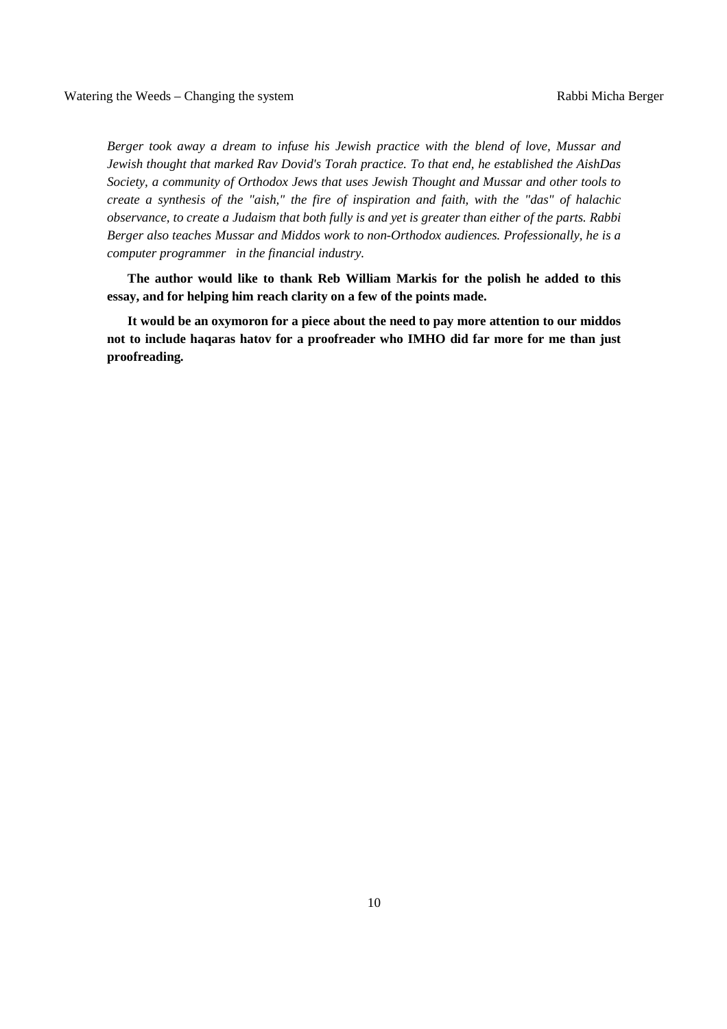*Berger took away a dream to infuse his Jewish practice with the blend of love, Mussar and Jewish thought that marked Rav Dovid's Torah practice. To that end, he established the AishDas Society, a community of Orthodox Jews that uses Jewish Thought and Mussar and other tools to create a synthesis of the "aish," the fire of inspiration and faith, with the "das" of halachic observance, to create a Judaism that both fully is and yet is greater than either of the parts. Rabbi Berger also teaches Mussar and Middos work to non-Orthodox audiences. Professionally, he is a computer programmer in the financial industry.*

**The author would like to thank Reb William Markis for the polish he added to this essay, and for helping him reach clarity on a few of the points made.**

**It would be an oxymoron for a piece about the need to pay more attention to our middos not to include haqaras hatov for a proofreader who IMHO did far more for me than just proofreading.**